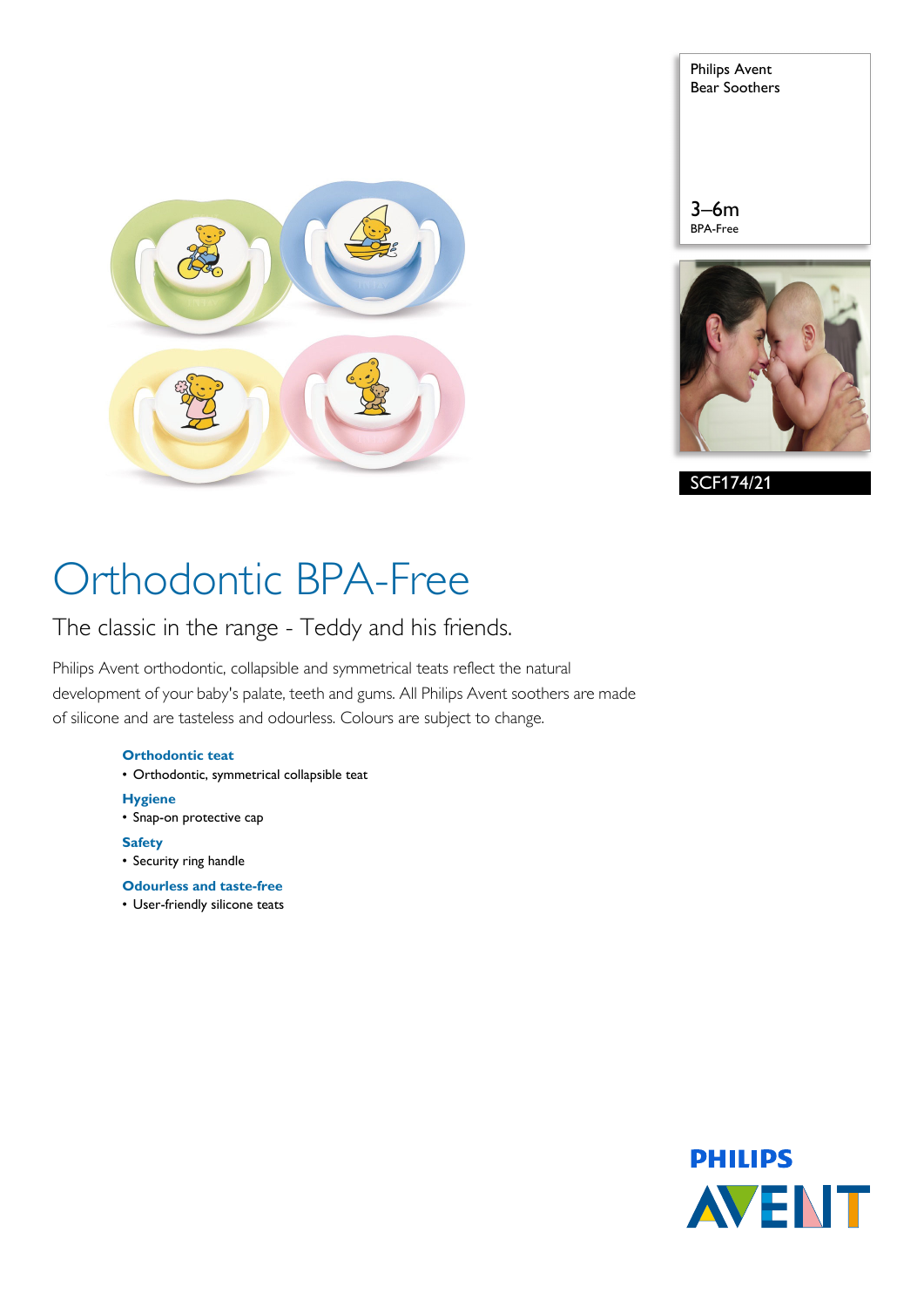Philips Avent
Bear Soothers

3–6m
BPA-Free

SCF174/21

# Orthodontic BPA-Free

## The classic in the range - Teddy and his friends.

Philips Avent orthodontic, collapsible and symmetrical teats reflect the natural development of your baby's palate, teeth and gums. All Philips Avent soothers are made of silicone and are tasteless and odourless. Colours are subject to change.

**Orthodontic teat**
- Orthodontic, symmetrical collapsible teat

**Hygiene**
- Snap-on protective cap

**Safety**
- Security ring handle

**Odourless and taste-free**
- User-friendly silicone teats

PHILIPS
AVENT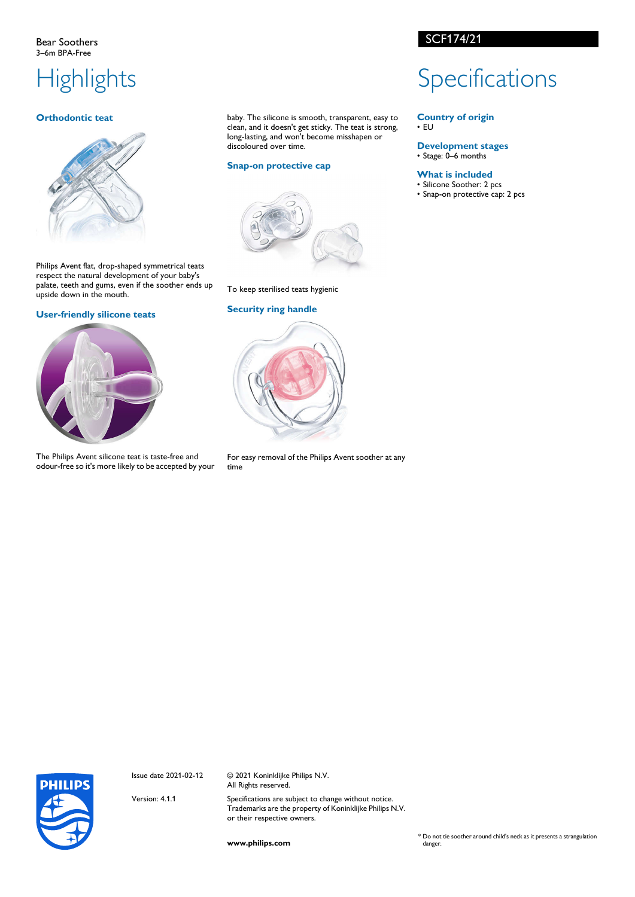Bear Soothers
3–6m BPA-Free

SCF174/21

# Highlights

## Orthodontic teat

Philips Avent flat, drop-shaped symmetrical teats respect the natural development of your baby's palate, teeth and gums, even if the soother ends up upside down in the mouth.

## User-friendly silicone teats

The Philips Avent silicone teat is taste-free and odour-free so it's more likely to be accepted by your baby. The silicone is smooth, transparent, easy to clean, and it doesn't get sticky. The teat is strong, long-lasting, and won't become misshapen or discoloured over time.

## Snap-on protective cap

To keep sterilised teats hygienic

## Security ring handle

For easy removal of the Philips Avent soother at any time

# Specifications

## Country of origin

- EU

## Development stages

- Stage: 0–6 months

## What is included

- Silicone Soother: 2 pcs
- Snap-on protective cap: 2 pcs

Issue date 2021-02-12

Version: 4.1.1

© 2021 Koninklijke Philips N.V.
All Rights reserved.

Specifications are subject to change without notice. Trademarks are the property of Koninklijke Philips N.V. or their respective owners.

**www.philips.com**

* Do not tie soother around child's neck as it presents a strangulation danger.